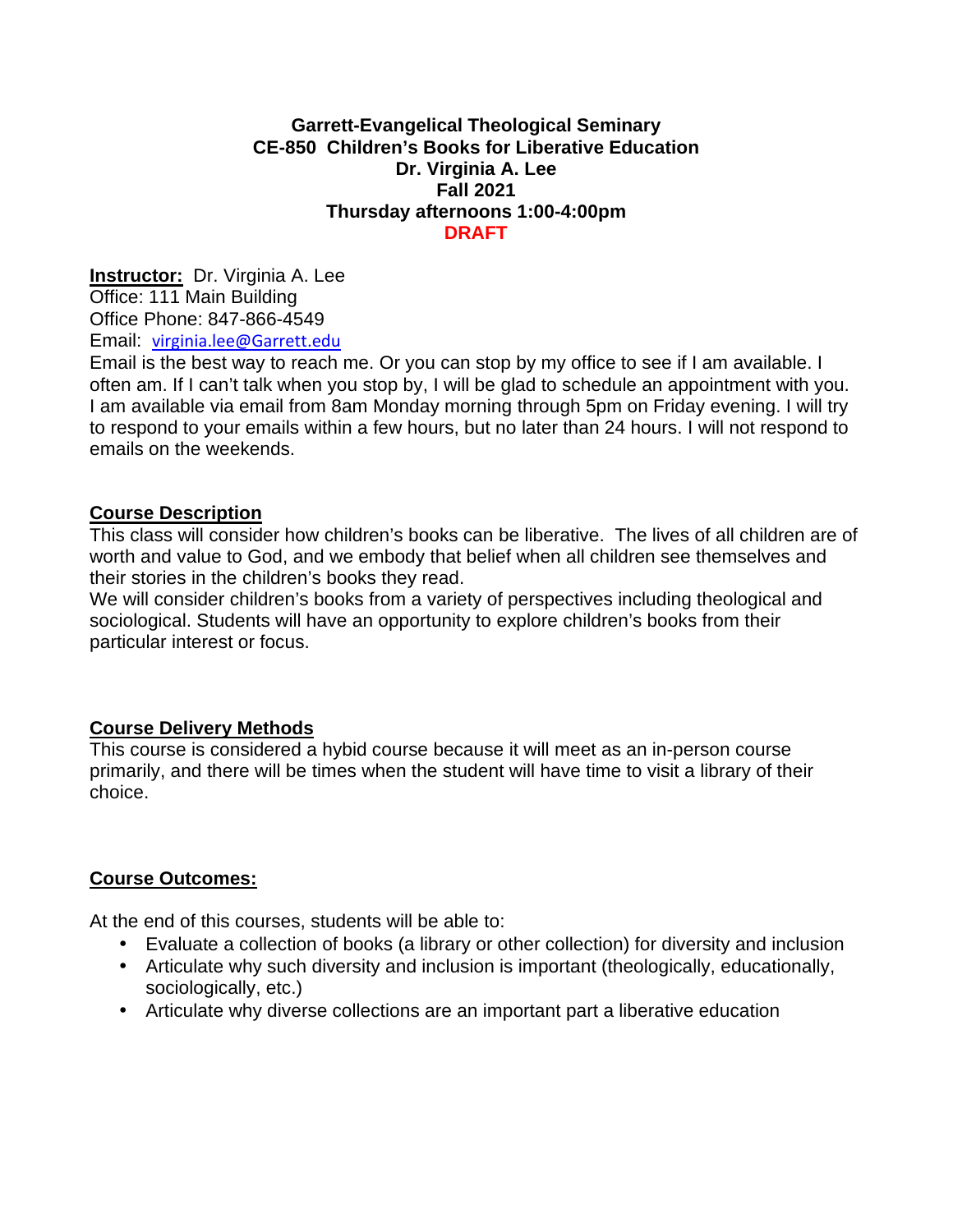**Garrett-Evangelical Theological Seminary**
**CE-850 Children's Books for Liberative Education**
**Dr. Virginia A. Lee**
**Fall 2021**
**Thursday afternoons 1:00-4:00pm**
**DRAFT**

**Instructor:** Dr. Virginia A. Lee
Office: 111 Main Building
Office Phone: 847-866-4549
Email: virginia.lee@Garrett.edu
Email is the best way to reach me. Or you can stop by my office to see if I am available. I often am. If I can't talk when you stop by, I will be glad to schedule an appointment with you. I am available via email from 8am Monday morning through 5pm on Friday evening. I will try to respond to your emails within a few hours, but no later than 24 hours. I will not respond to emails on the weekends.

## Course Description

This class will consider how children's books can be liberative. The lives of all children are of worth and value to God, and we embody that belief when all children see themselves and their stories in the children's books they read.
We will consider children's books from a variety of perspectives including theological and sociological. Students will have an opportunity to explore children's books from their particular interest or focus.

## Course Delivery Methods

This course is considered a hybid course because it will meet as an in-person course primarily, and there will be times when the student will have time to visit a library of their choice.

## Course Outcomes:

At the end of this courses, students will be able to:

- Evaluate a collection of books (a library or other collection) for diversity and inclusion
- Articulate why such diversity and inclusion is important (theologically, educationally, sociologically, etc.)
- Articulate why diverse collections are an important part a liberative education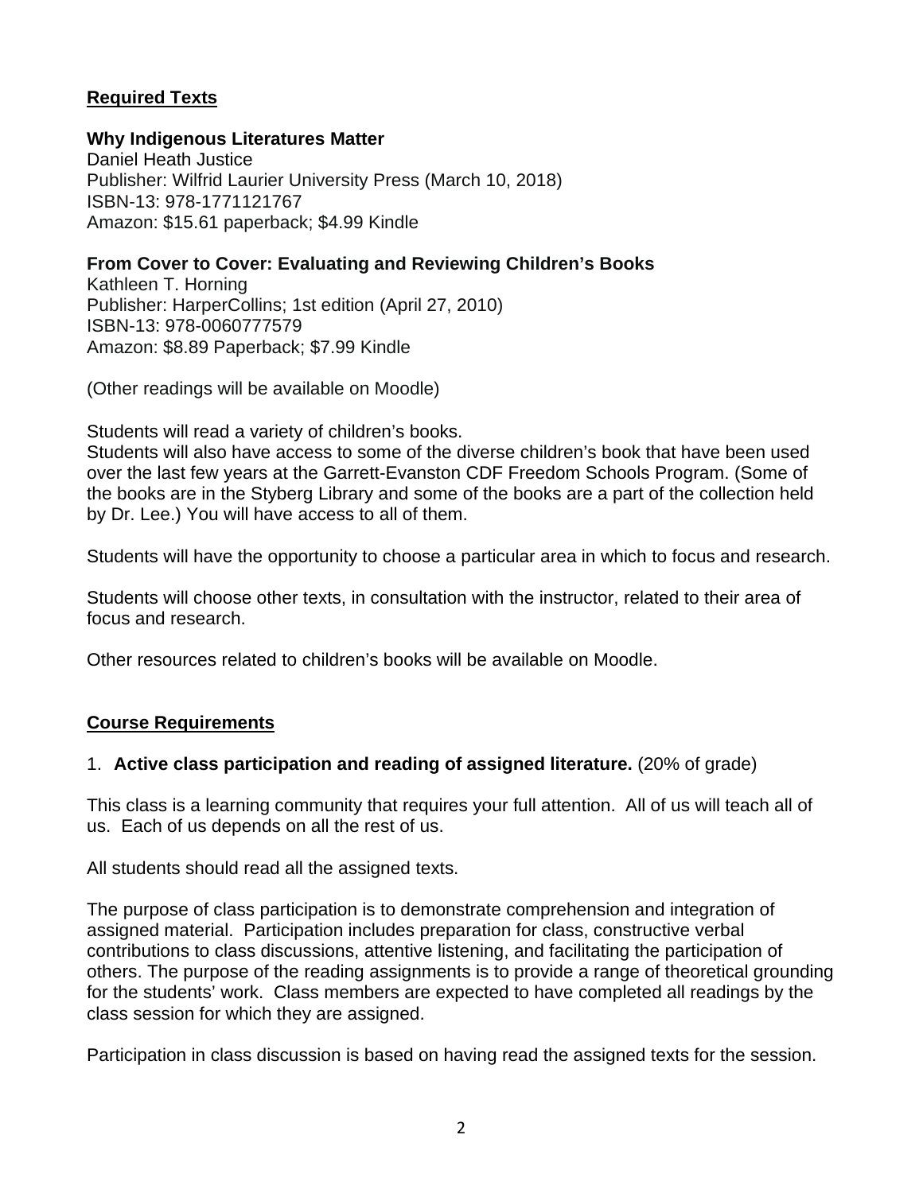## Required Texts

**Why Indigenous Literatures Matter**
Daniel Heath Justice
Publisher: Wilfrid Laurier University Press (March 10, 2018)
ISBN-13: 978-1771121767
Amazon: $15.61 paperback; $4.99 Kindle

**From Cover to Cover: Evaluating and Reviewing Children's Books**
Kathleen T. Horning
Publisher: HarperCollins; 1st edition (April 27, 2010)
ISBN-13: 978-0060777579
Amazon: $8.89 Paperback; $7.99 Kindle

(Other readings will be available on Moodle)

Students will read a variety of children's books.
Students will also have access to some of the diverse children's book that have been used over the last few years at the Garrett-Evanston CDF Freedom Schools Program. (Some of the books are in the Styberg Library and some of the books are a part of the collection held by Dr. Lee.) You will have access to all of them.

Students will have the opportunity to choose a particular area in which to focus and research.

Students will choose other texts, in consultation with the instructor, related to their area of focus and research.

Other resources related to children's books will be available on Moodle.

## Course Requirements

1. **Active class participation and reading of assigned literature.** (20% of grade)

This class is a learning community that requires your full attention. All of us will teach all of us. Each of us depends on all the rest of us.

All students should read all the assigned texts.

The purpose of class participation is to demonstrate comprehension and integration of assigned material. Participation includes preparation for class, constructive verbal contributions to class discussions, attentive listening, and facilitating the participation of others. The purpose of the reading assignments is to provide a range of theoretical grounding for the students' work. Class members are expected to have completed all readings by the class session for which they are assigned.

Participation in class discussion is based on having read the assigned texts for the session.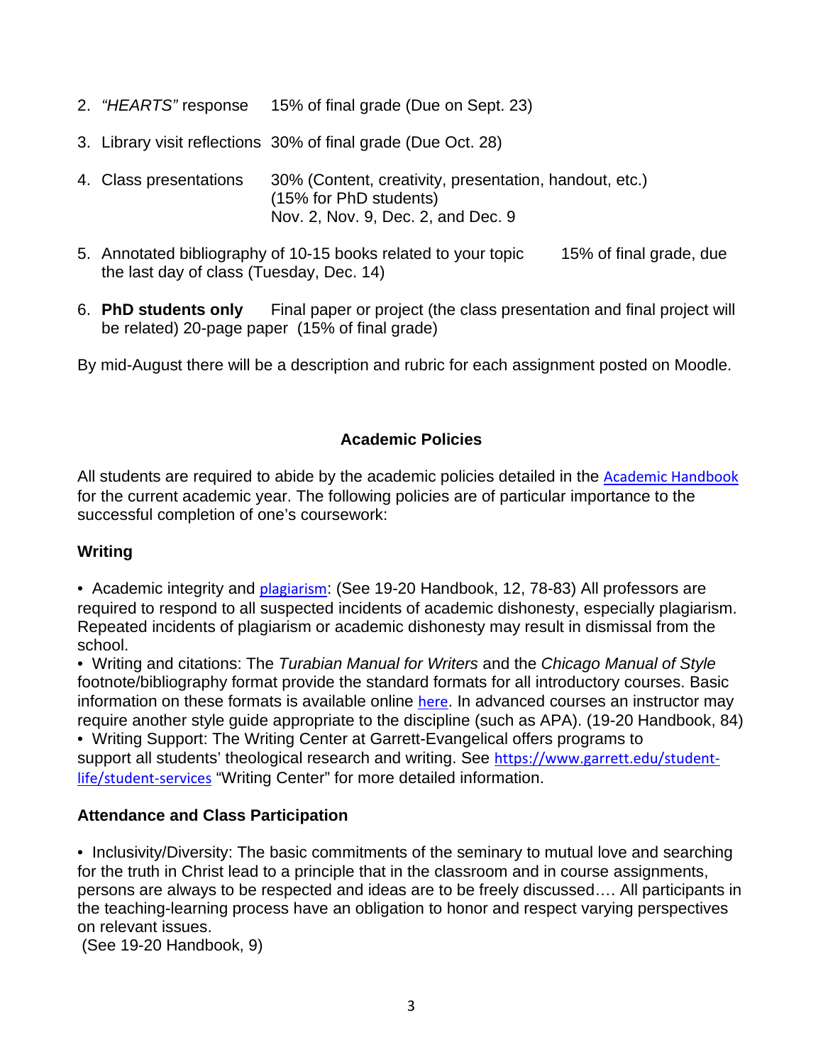2. *"HEARTS"* response 15% of final grade (Due on Sept. 23)

3. Library visit reflections 30% of final grade (Due Oct. 28)

4. Class presentations 30% (Content, creativity, presentation, handout, etc.) (15% for PhD students) Nov. 2, Nov. 9, Dec. 2, and Dec. 9

5. Annotated bibliography of 10-15 books related to your topic 15% of final grade, due the last day of class (Tuesday, Dec. 14)

6. **PhD students only** Final paper or project (the class presentation and final project will be related) 20-page paper (15% of final grade)

By mid-August there will be a description and rubric for each assignment posted on Moodle.

## Academic Policies

All students are required to abide by the academic policies detailed in the Academic Handbook for the current academic year. The following policies are of particular importance to the successful completion of one's coursework:

### Writing

• Academic integrity and plagiarism: (See 19-20 Handbook, 12, 78-83) All professors are required to respond to all suspected incidents of academic dishonesty, especially plagiarism. Repeated incidents of plagiarism or academic dishonesty may result in dismissal from the school.
• Writing and citations: The *Turabian Manual for Writers* and the *Chicago Manual of Style* footnote/bibliography format provide the standard formats for all introductory courses. Basic information on these formats is available online here. In advanced courses an instructor may require another style guide appropriate to the discipline (such as APA). (19-20 Handbook, 84)
• Writing Support: The Writing Center at Garrett-Evangelical offers programs to support all students' theological research and writing. See https://www.garrett.edu/student-life/student-services "Writing Center" for more detailed information.

### Attendance and Class Participation

• Inclusivity/Diversity: The basic commitments of the seminary to mutual love and searching for the truth in Christ lead to a principle that in the classroom and in course assignments, persons are always to be respected and ideas are to be freely discussed…. All participants in the teaching-learning process have an obligation to honor and respect varying perspectives on relevant issues.
(See 19-20 Handbook, 9)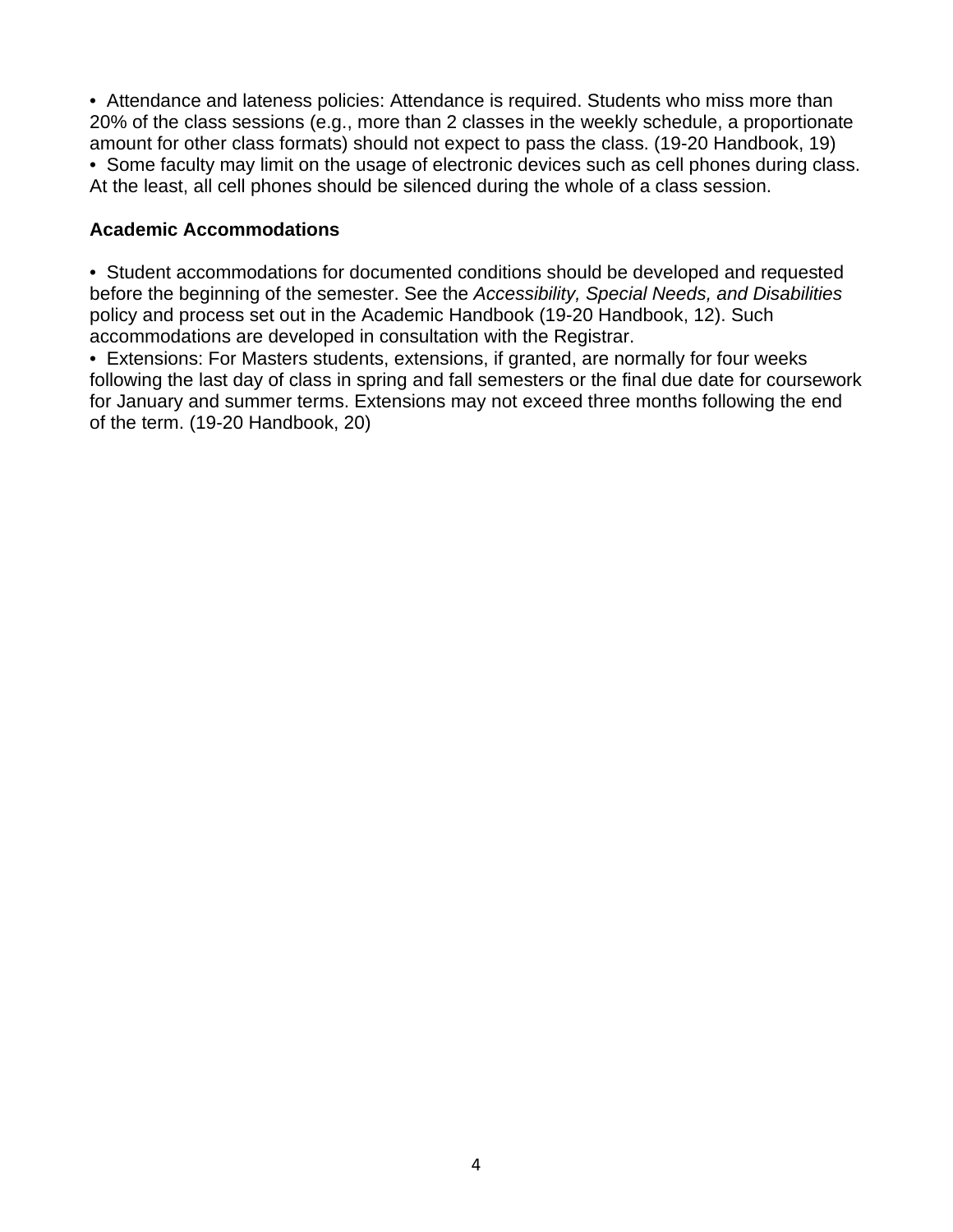- Attendance and lateness policies: Attendance is required. Students who miss more than 20% of the class sessions (e.g., more than 2 classes in the weekly schedule, a proportionate amount for other class formats) should not expect to pass the class. (19-20 Handbook, 19)
- Some faculty may limit on the usage of electronic devices such as cell phones during class. At the least, all cell phones should be silenced during the whole of a class session.

**Academic Accommodations**

- Student accommodations for documented conditions should be developed and requested before the beginning of the semester. See the *Accessibility, Special Needs, and Disabilities* policy and process set out in the Academic Handbook (19-20 Handbook, 12). Such accommodations are developed in consultation with the Registrar.
- Extensions: For Masters students, extensions, if granted, are normally for four weeks following the last day of class in spring and fall semesters or the final due date for coursework for January and summer terms. Extensions may not exceed three months following the end of the term. (19-20 Handbook, 20)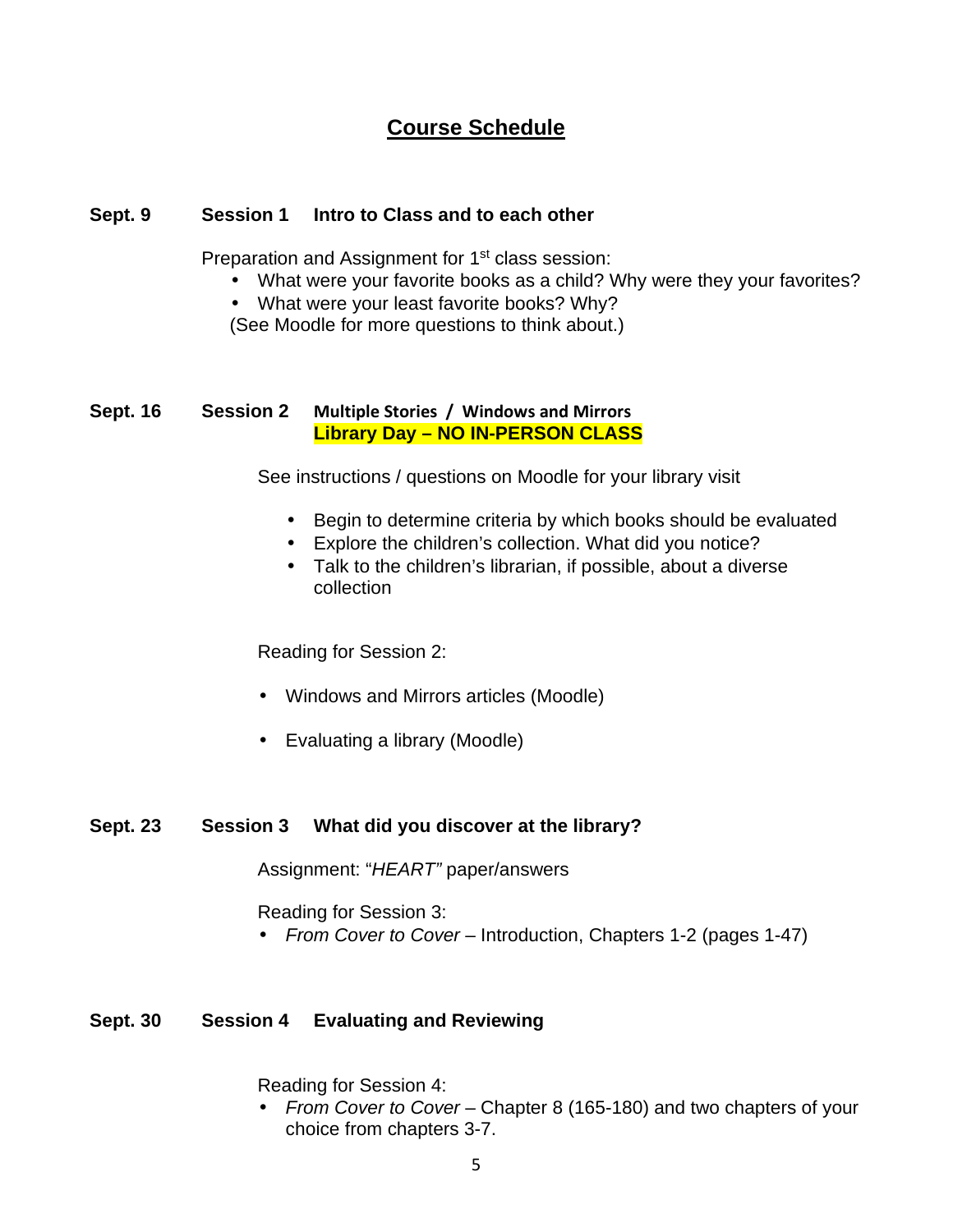# Course Schedule

**Sept. 9 Session 1 Intro to Class and to each other**

Preparation and Assignment for 1st class session:

- What were your favorite books as a child? Why were they your favorites?
- What were your least favorite books? Why?

(See Moodle for more questions to think about.)

**Sept. 16 Session 2 Multiple Stories / Windows and Mirrors**
**Library Day – NO IN-PERSON CLASS**

See instructions / questions on Moodle for your library visit

- Begin to determine criteria by which books should be evaluated
- Explore the children's collection. What did you notice?
- Talk to the children's librarian, if possible, about a diverse collection

Reading for Session 2:

- Windows and Mirrors articles (Moodle)
- Evaluating a library (Moodle)

**Sept. 23 Session 3 What did you discover at the library?**

Assignment: "*HEART"* paper/answers

Reading for Session 3:

- *From Cover to Cover* – Introduction, Chapters 1-2 (pages 1-47)

**Sept. 30 Session 4 Evaluating and Reviewing**

Reading for Session 4:

- *From Cover to Cover* – Chapter 8 (165-180) and two chapters of your choice from chapters 3-7.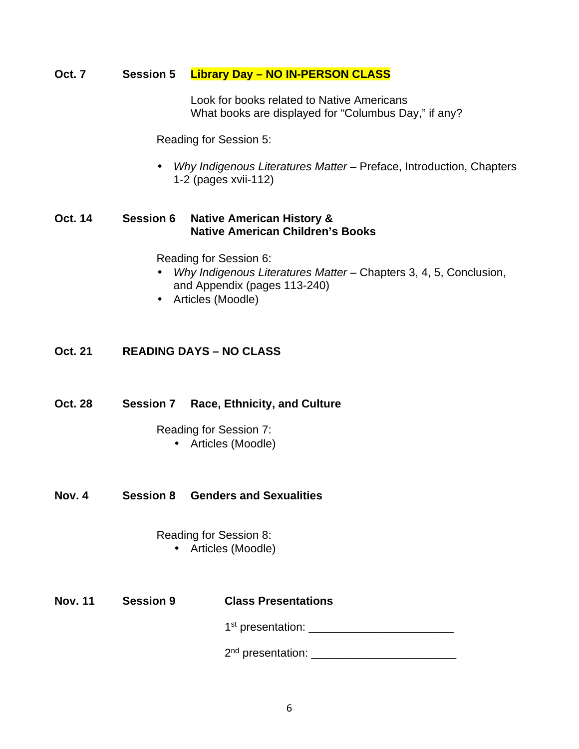**Oct. 7** **Session 5** **Library Day – NO IN-PERSON CLASS**

Look for books related to Native Americans
What books are displayed for "Columbus Day," if any?

Reading for Session 5:

- *Why Indigenous Literatures Matter* – Preface, Introduction, Chapters 1-2 (pages xvii-112)

**Oct. 14** **Session 6** **Native American History & Native American Children's Books**

Reading for Session 6:

- *Why Indigenous Literatures Matter* – Chapters 3, 4, 5, Conclusion, and Appendix (pages 113-240)
- Articles (Moodle)

**Oct. 21** **READING DAYS – NO CLASS**

**Oct. 28** **Session 7** **Race, Ethnicity, and Culture**

Reading for Session 7:

- Articles (Moodle)

**Nov. 4** **Session 8** **Genders and Sexualities**

Reading for Session 8:

- Articles (Moodle)

**Nov. 11** **Session 9** **Class Presentations**

1st presentation: _______________________

2nd presentation: _______________________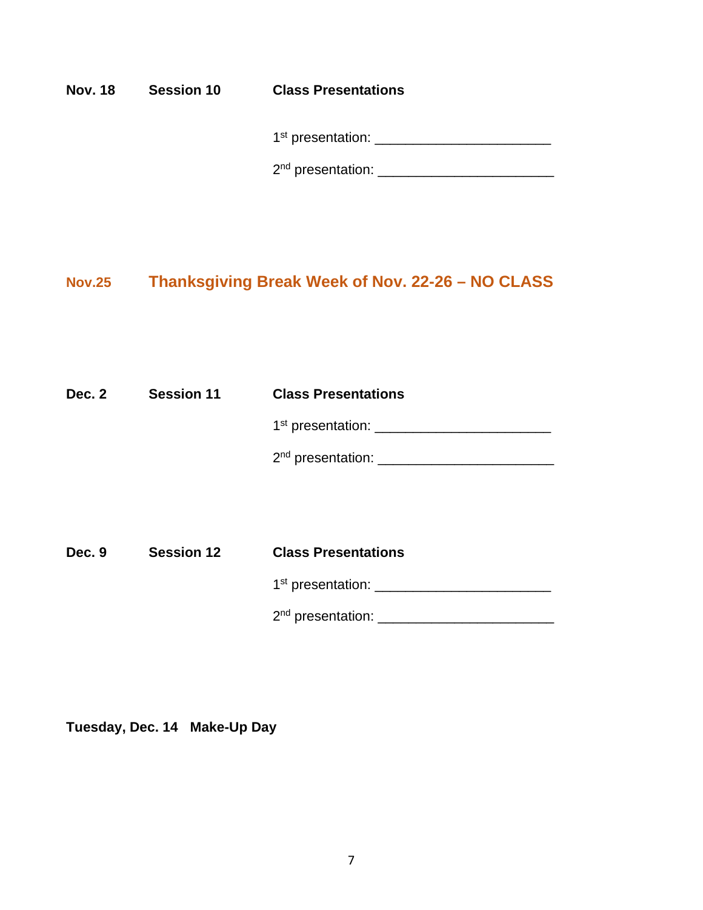**Nov. 18** **Session 10** **Class Presentations**

1st presentation: ______________________

2nd presentation: ______________________

**Nov.25** **Thanksgiving Break Week of Nov. 22-26 – NO CLASS**

**Dec. 2** **Session 11** **Class Presentations**

1st presentation: ______________________

2nd presentation: ______________________

**Dec. 9** **Session 12** **Class Presentations**

1st presentation: ______________________

2nd presentation: ______________________

**Tuesday, Dec. 14 Make-Up Day**